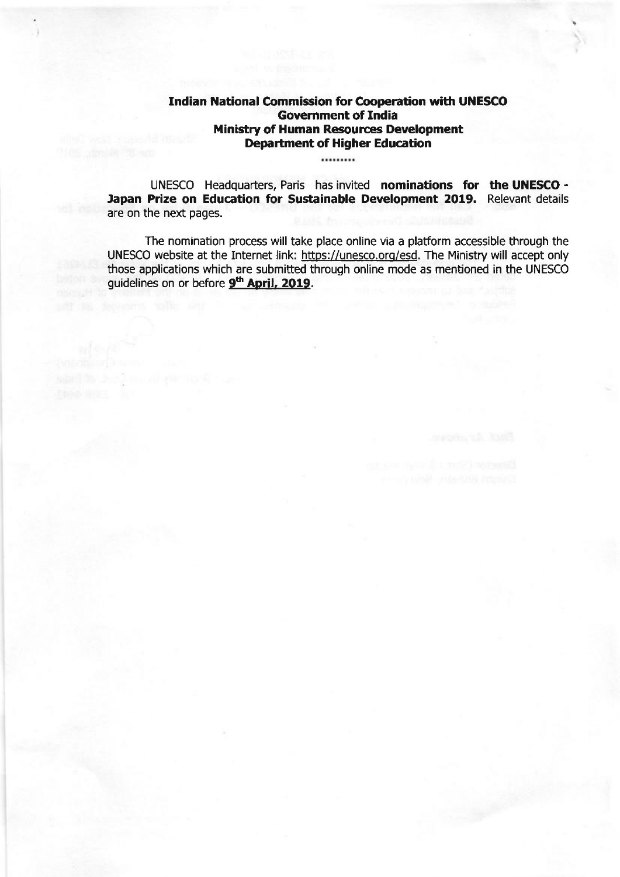**Indian National Commission for Cooperation with UNESCO**
**Government of India**
**Ministry of Human Resources Development**
**Department of Higher Education**

........

UNESCO Headquarters, Paris has invited **nominations for the UNESCO - Japan Prize on Education for Sustainable Development 2019.** Relevant details are on the next pages.

The nomination process will take place online via a platform accessible through the UNESCO website at the Internet link: https://unesco.org/esd. The Ministry will accept only those applications which are submitted through online mode as mentioned in the UNESCO guidelines on or before **9th April, 2019**.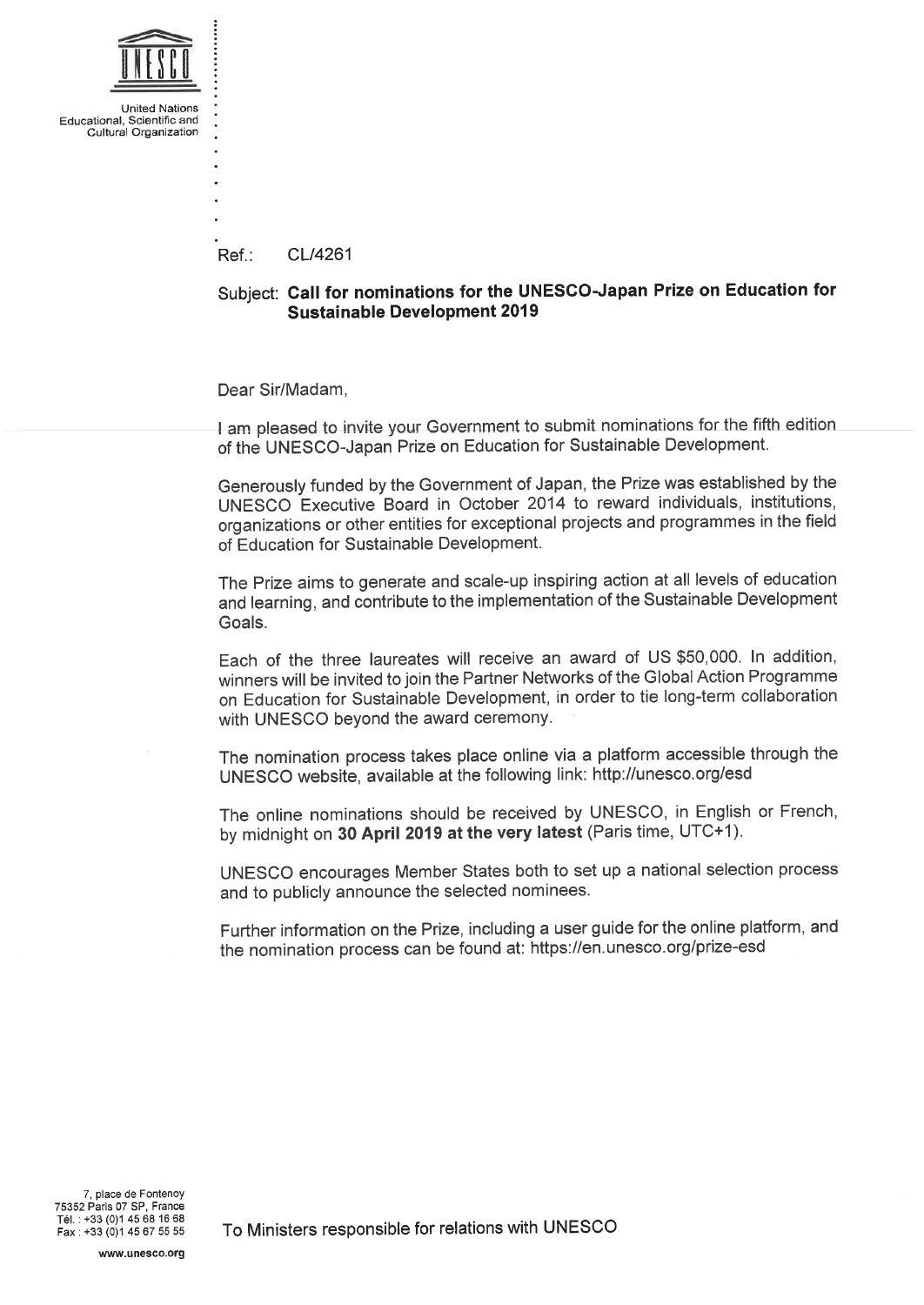United Nations Educational, Scientific and Cultural Organization

Ref.: CL/4261

Subject: **Call for nominations for the UNESCO-Japan Prize on Education for Sustainable Development 2019**

Dear Sir/Madam,

I am pleased to invite your Government to submit nominations for the fifth edition of the UNESCO-Japan Prize on Education for Sustainable Development.

Generously funded by the Government of Japan, the Prize was established by the UNESCO Executive Board in October 2014 to reward individuals, institutions, organizations or other entities for exceptional projects and programmes in the field of Education for Sustainable Development.

The Prize aims to generate and scale-up inspiring action at all levels of education and learning, and contribute to the implementation of the Sustainable Development Goals.

Each of the three laureates will receive an award of US $50,000. In addition, winners will be invited to join the Partner Networks of the Global Action Programme on Education for Sustainable Development, in order to tie long-term collaboration with UNESCO beyond the award ceremony.

The nomination process takes place online via a platform accessible through the UNESCO website, available at the following link: http://unesco.org/esd

The online nominations should be received by UNESCO, in English or French, by midnight on **30 April 2019 at the very latest** (Paris time, UTC+1).

UNESCO encourages Member States both to set up a national selection process and to publicly announce the selected nominees.

Further information on the Prize, including a user guide for the online platform, and the nomination process can be found at: https://en.unesco.org/prize-esd

To Ministers responsible for relations with UNESCO

7, place de Fontenoy
75352 Paris 07 SP, France
Tél. : +33 (0)1 45 68 16 68
Fax : +33 (0)1 45 67 55 55

www.unesco.org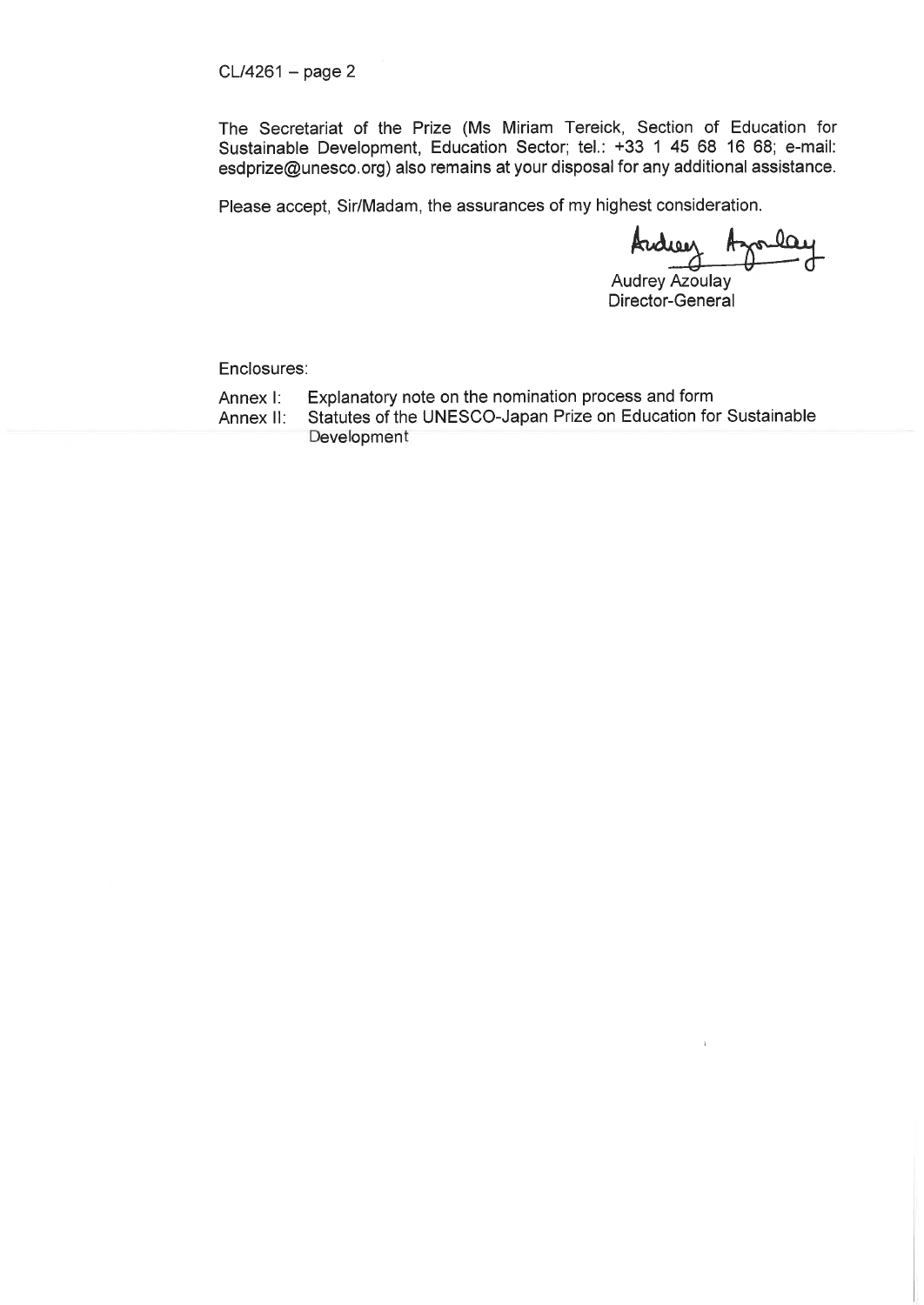The Secretariat of the Prize (Ms Miriam Tereick, Section of Education for Sustainable Development, Education Sector; tel.: +33 1 45 68 16 68; e-mail: esdprize@unesco.org) also remains at your disposal for any additional assistance.

Please accept, Sir/Madam, the assurances of my highest consideration.

Audrey Azoulay
Director-General

Enclosures:

Annex I: Explanatory note on the nomination process and form
Annex II: Statutes of the UNESCO-Japan Prize on Education for Sustainable Development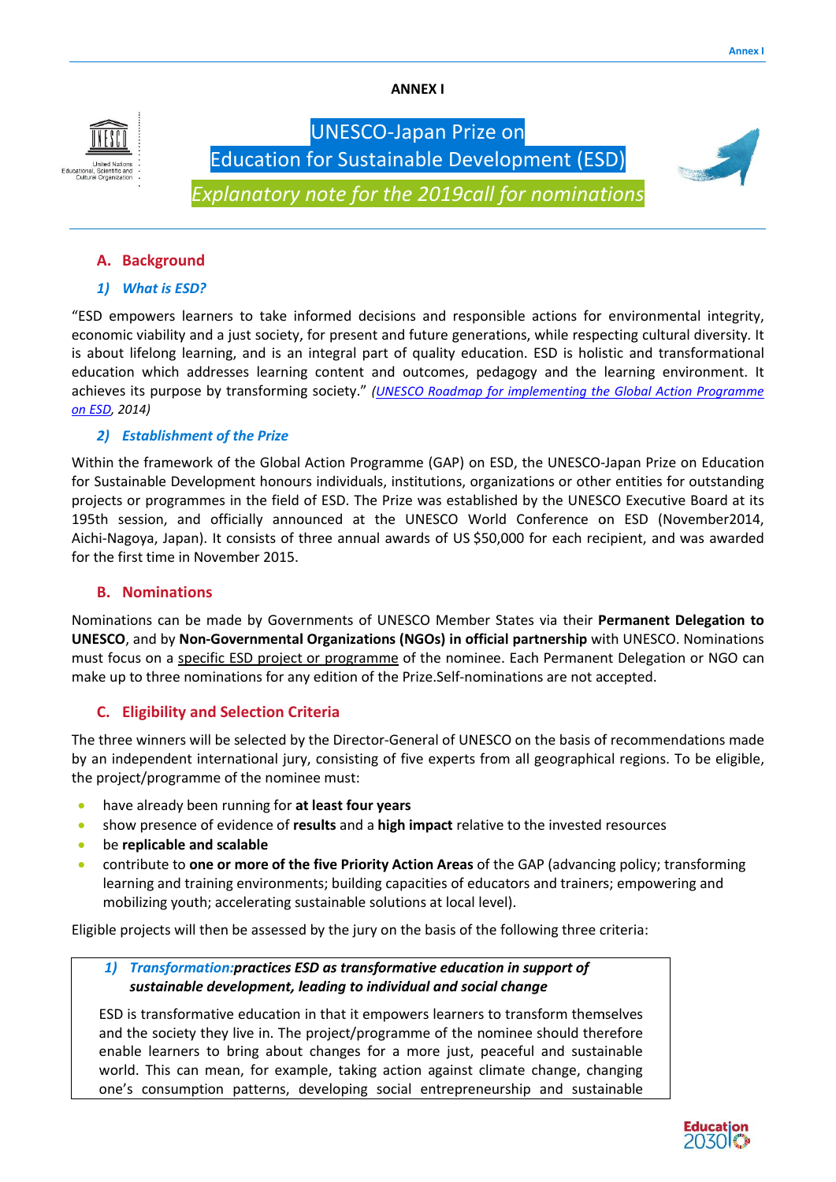**ANNEX I**

# UNESCO-Japan Prize on Education for Sustainable Development (ESD)

*Explanatory note for the 2019call for nominations*

## A. Background

### *1) What is ESD?*

"ESD empowers learners to take informed decisions and responsible actions for environmental integrity, economic viability and a just society, for present and future generations, while respecting cultural diversity. It is about lifelong learning, and is an integral part of quality education. ESD is holistic and transformational education which addresses learning content and outcomes, pedagogy and the learning environment. It achieves its purpose by transforming society." *(UNESCO Roadmap for implementing the Global Action Programme on ESD, 2014)*

### *2) Establishment of the Prize*

Within the framework of the Global Action Programme (GAP) on ESD, the UNESCO-Japan Prize on Education for Sustainable Development honours individuals, institutions, organizations or other entities for outstanding projects or programmes in the field of ESD. The Prize was established by the UNESCO Executive Board at its 195th session, and officially announced at the UNESCO World Conference on ESD (November2014, Aichi-Nagoya, Japan). It consists of three annual awards of US $50,000 for each recipient, and was awarded for the first time in November 2015.

## B. Nominations

Nominations can be made by Governments of UNESCO Member States via their **Permanent Delegation to UNESCO**, and by **Non-Governmental Organizations (NGOs) in official partnership** with UNESCO. Nominations must focus on a specific ESD project or programme of the nominee. Each Permanent Delegation or NGO can make up to three nominations for any edition of the Prize.Self-nominations are not accepted.

## C. Eligibility and Selection Criteria

The three winners will be selected by the Director-General of UNESCO on the basis of recommendations made by an independent international jury, consisting of five experts from all geographical regions. To be eligible, the project/programme of the nominee must:

- have already been running for **at least four years**
- show presence of evidence of **results** and a **high impact** relative to the invested resources
- be **replicable and scalable**
- contribute to **one or more of the five Priority Action Areas** of the GAP (advancing policy; transforming learning and training environments; building capacities of educators and trainers; empowering and mobilizing youth; accelerating sustainable solutions at local level).

Eligible projects will then be assessed by the jury on the basis of the following three criteria:

### *1) Transformation:* ***practices ESD as transformative education in support of sustainable development, leading to individual and social change***

ESD is transformative education in that it empowers learners to transform themselves and the society they live in. The project/programme of the nominee should therefore enable learners to bring about changes for a more just, peaceful and sustainable world. This can mean, for example, taking action against climate change, changing one's consumption patterns, developing social entrepreneurship and sustainable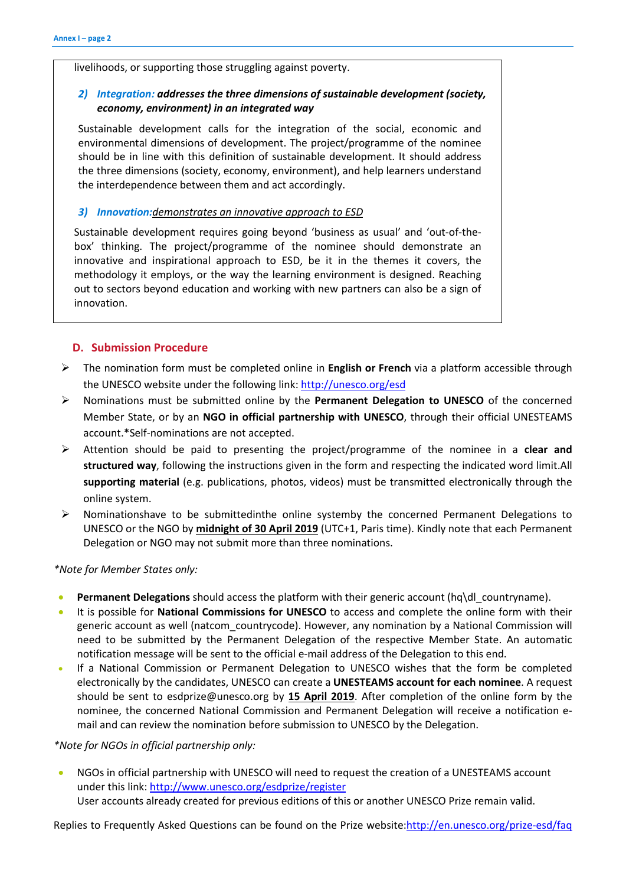livelihoods, or supporting those struggling against poverty.

2) ***Integration:* addresses the three dimensions of sustainable development (society, economy, environment) in an integrated way**

Sustainable development calls for the integration of the social, economic and environmental dimensions of development. The project/programme of the nominee should be in line with this definition of sustainable development. It should address the three dimensions (society, economy, environment), and help learners understand the interdependence between them and act accordingly.

3) ***Innovation:*** *demonstrates an innovative approach to ESD*

Sustainable development requires going beyond 'business as usual' and 'out-of-the-box' thinking. The project/programme of the nominee should demonstrate an innovative and inspirational approach to ESD, be it in the themes it covers, the methodology it employs, or the way the learning environment is designed. Reaching out to sectors beyond education and working with new partners can also be a sign of innovation.

## D. Submission Procedure

- The nomination form must be completed online in **English or French** via a platform accessible through the UNESCO website under the following link: http://unesco.org/esd
- Nominations must be submitted online by the **Permanent Delegation to UNESCO** of the concerned Member State, or by an **NGO in official partnership with UNESCO**, through their official UNESTEAMS account.*Self-nominations are not accepted.
- Attention should be paid to presenting the project/programme of the nominee in a **clear and structured way**, following the instructions given in the form and respecting the indicated word limit.All **supporting material** (e.g. publications, photos, videos) must be transmitted electronically through the online system.
- Nominationshave to be submittedinthe online systemby the concerned Permanent Delegations to UNESCO or the NGO by **midnight of 30 April 2019** (UTC+1, Paris time). Kindly note that each Permanent Delegation or NGO may not submit more than three nominations.

*\*Note for Member States only:*

- **Permanent Delegations** should access the platform with their generic account (hq\dl_countryname).
- It is possible for **National Commissions for UNESCO** to access and complete the online form with their generic account as well (natcom_countrycode). However, any nomination by a National Commission will need to be submitted by the Permanent Delegation of the respective Member State. An automatic notification message will be sent to the official e-mail address of the Delegation to this end.
- If a National Commission or Permanent Delegation to UNESCO wishes that the form be completed electronically by the candidates, UNESCO can create a **UNESTEAMS account for each nominee**. A request should be sent to esdprize@unesco.org by **15 April 2019**. After completion of the online form by the nominee, the concerned National Commission and Permanent Delegation will receive a notification e-mail and can review the nomination before submission to UNESCO by the Delegation.

*\*Note for NGOs in official partnership only:*

- NGOs in official partnership with UNESCO will need to request the creation of a UNESTEAMS account under this link: http://www.unesco.org/esdprize/register
  User accounts already created for previous editions of this or another UNESCO Prize remain valid.

Replies to Frequently Asked Questions can be found on the Prize website:http://en.unesco.org/prize-esd/faq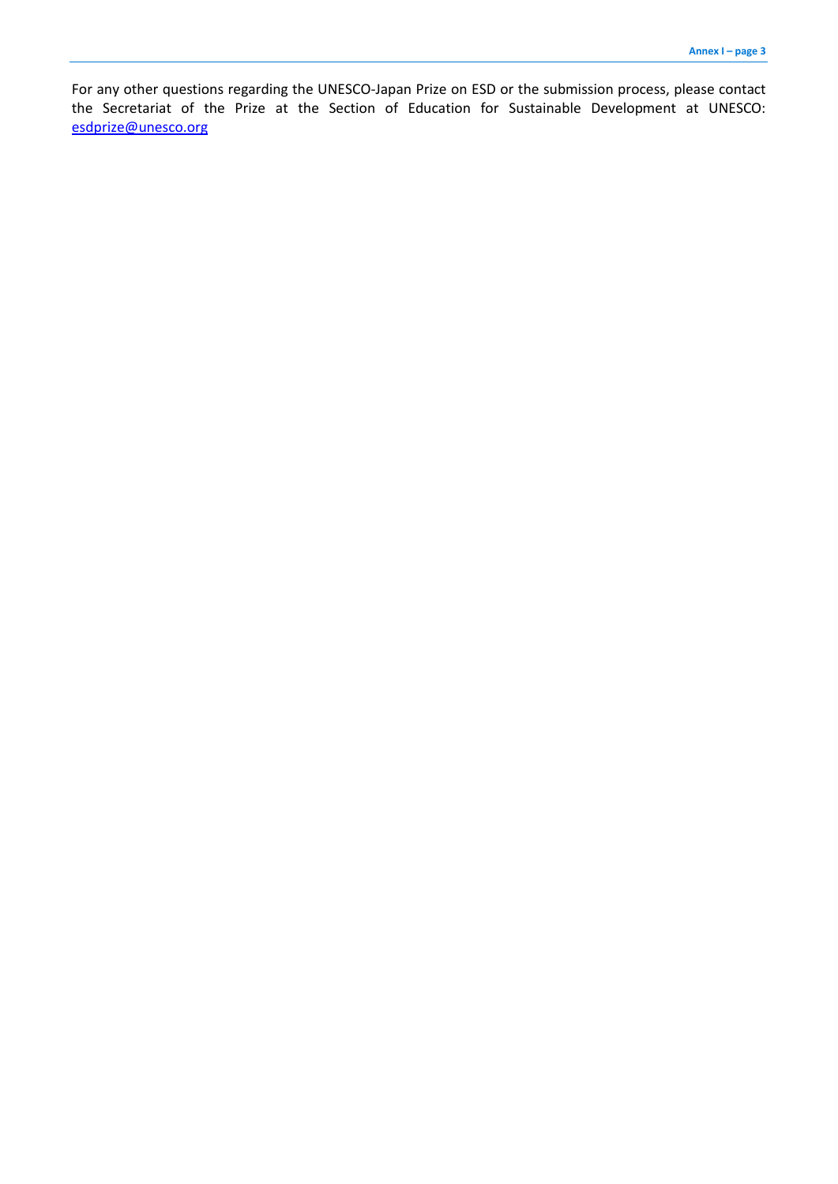For any other questions regarding the UNESCO-Japan Prize on ESD or the submission process, please contact the Secretariat of the Prize at the Section of Education for Sustainable Development at UNESCO: esdprize@unesco.org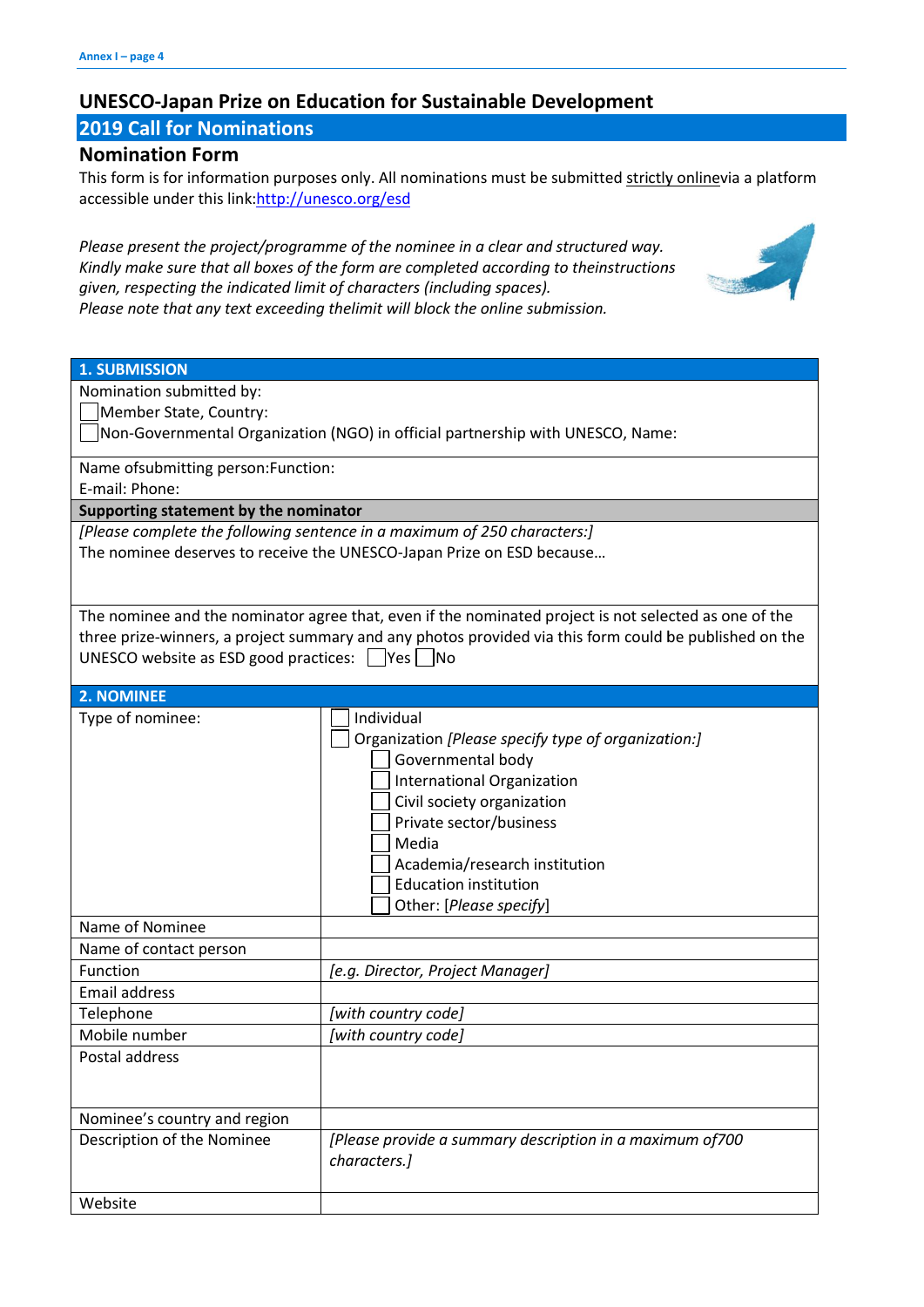# UNESCO-Japan Prize on Education for Sustainable Development

## 2019 Call for Nominations

### Nomination Form

This form is for information purposes only. All nominations must be submitted strictly onlinevia a platform accessible under this link:http://unesco.org/esd

*Please present the project/programme of the nominee in a clear and structured way. Kindly make sure that all boxes of the form are completed according to theinstructions given, respecting the indicated limit of characters (including spaces). Please note that any text exceeding thelimit will block the online submission.*

| 1. SUBMISSION |
|---|
| Nomination submitted by:<br>☐ Member State, Country:<br>☐ Non-Governmental Organization (NGO) in official partnership with UNESCO, Name: |
| Name ofsubmitting person:Function:<br>E-mail: Phone: |
| **Supporting statement by the nominator** |
| *[Please complete the following sentence in a maximum of 250 characters:]*<br>The nominee deserves to receive the UNESCO-Japan Prize on ESD because… |
| The nominee and the nominator agree that, even if the nominated project is not selected as one of the three prize-winners, a project summary and any photos provided via this form could be published on the UNESCO website as ESD good practices: ☐ Yes ☐ No |

| 2. NOMINEE | |
|---|---|
| Type of nominee: | ☐ Individual<br>☐ Organization *[Please specify type of organization:]*<br>&nbsp;&nbsp;&nbsp;&nbsp;☐ Governmental body<br>&nbsp;&nbsp;&nbsp;&nbsp;☐ International Organization<br>&nbsp;&nbsp;&nbsp;&nbsp;☐ Civil society organization<br>&nbsp;&nbsp;&nbsp;&nbsp;☐ Private sector/business<br>&nbsp;&nbsp;&nbsp;&nbsp;☐ Media<br>&nbsp;&nbsp;&nbsp;&nbsp;☐ Academia/research institution<br>&nbsp;&nbsp;&nbsp;&nbsp;☐ Education institution<br>&nbsp;&nbsp;&nbsp;&nbsp;☐ Other: [*Please specify*] |
| Name of Nominee | |
| Name of contact person | |
| Function | *[e.g. Director, Project Manager]* |
| Email address | |
| Telephone | *[with country code]* |
| Mobile number | *[with country code]* |
| Postal address | |
| Nominee's country and region | |
| Description of the Nominee | *[Please provide a summary description in a maximum of700 characters.]* |
| Website | |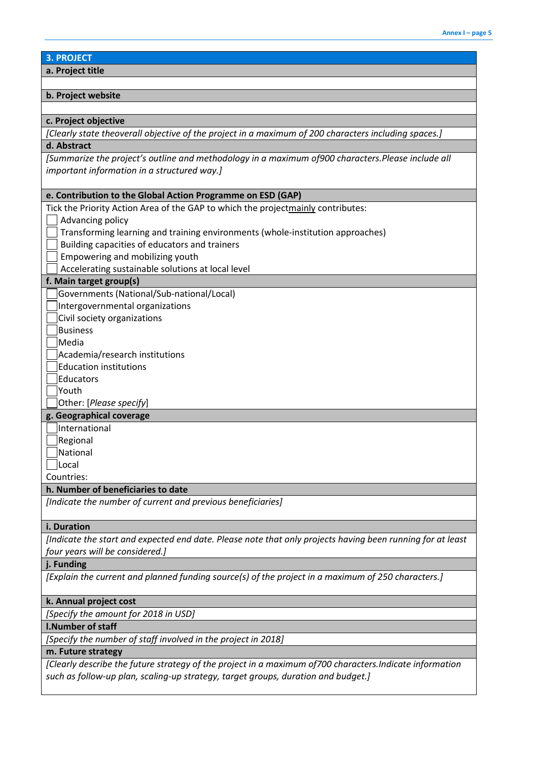## 3. PROJECT

**a. Project title**

**b. Project website**

**c. Project objective**

*[Clearly state theoverall objective of the project in a maximum of 200 characters including spaces.]*

**d. Abstract**

*[Summarize the project's outline and methodology in a maximum of900 characters.Please include all important information in a structured way.]*

**e. Contribution to the Global Action Programme on ESD (GAP)**

Tick the Priority Action Area of the GAP to which the project<u>mainly</u> contributes:

- ☐ Advancing policy
- ☐ Transforming learning and training environments (whole-institution approaches)
- ☐ Building capacities of educators and trainers
- ☐ Empowering and mobilizing youth
- ☐ Accelerating sustainable solutions at local level

**f. Main target group(s)**

- ☐ Governments (National/Sub-national/Local)
- ☐ Intergovernmental organizations
- ☐ Civil society organizations
- ☐ Business
- ☐ Media
- ☐ Academia/research institutions
- ☐ Education institutions
- ☐ Educators
- ☐ Youth
- ☐ Other: [*Please specify*]

**g. Geographical coverage**

- ☐ International
- ☐ Regional
- ☐ National
- ☐ Local

Countries:

**h. Number of beneficiaries to date**

*[Indicate the number of current and previous beneficiaries]*

**i. Duration**

*[Indicate the start and expected end date. Please note that only projects having been running for at least four years will be considered.]*

**j. Funding**

*[Explain the current and planned funding source(s) of the project in a maximum of 250 characters.]*

**k. Annual project cost**

*[Specify the amount for 2018 in USD]*

**l.Number of staff**

*[Specify the number of staff involved in the project in 2018]*

**m. Future strategy**

*[Clearly describe the future strategy of the project in a maximum of700 characters.Indicate information such as follow-up plan, scaling-up strategy, target groups, duration and budget.]*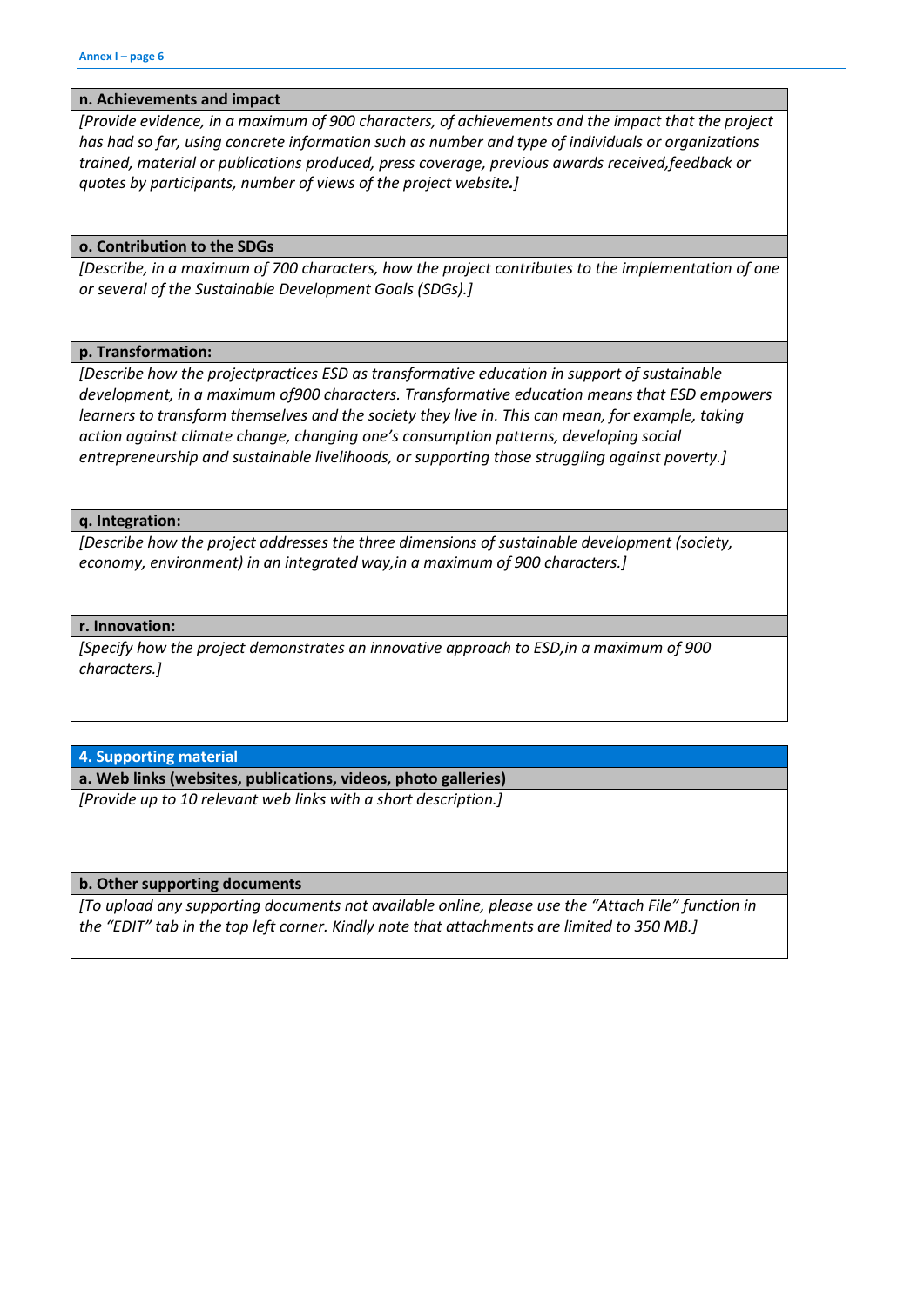**n. Achievements and impact**

*[Provide evidence, in a maximum of 900 characters, of achievements and the impact that the project has had so far, using concrete information such as number and type of individuals or organizations trained, material or publications produced, press coverage, previous awards received,feedback or quotes by participants, number of views of the project website.]*

**o. Contribution to the SDGs**

*[Describe, in a maximum of 700 characters, how the project contributes to the implementation of one or several of the Sustainable Development Goals (SDGs).]*

**p. Transformation:**

*[Describe how the projectpractices ESD as transformative education in support of sustainable development, in a maximum of900 characters. Transformative education means that ESD empowers learners to transform themselves and the society they live in. This can mean, for example, taking action against climate change, changing one's consumption patterns, developing social entrepreneurship and sustainable livelihoods, or supporting those struggling against poverty.]*

**q. Integration:**

*[Describe how the project addresses the three dimensions of sustainable development (society, economy, environment) in an integrated way,in a maximum of 900 characters.]*

**r. Innovation:**

*[Specify how the project demonstrates an innovative approach to ESD,in a maximum of 900 characters.]*

## 4. Supporting material

**a. Web links (websites, publications, videos, photo galleries)**

*[Provide up to 10 relevant web links with a short description.]*

**b. Other supporting documents**

*[To upload any supporting documents not available online, please use the "Attach File" function in the "EDIT" tab in the top left corner. Kindly note that attachments are limited to 350 MB.]*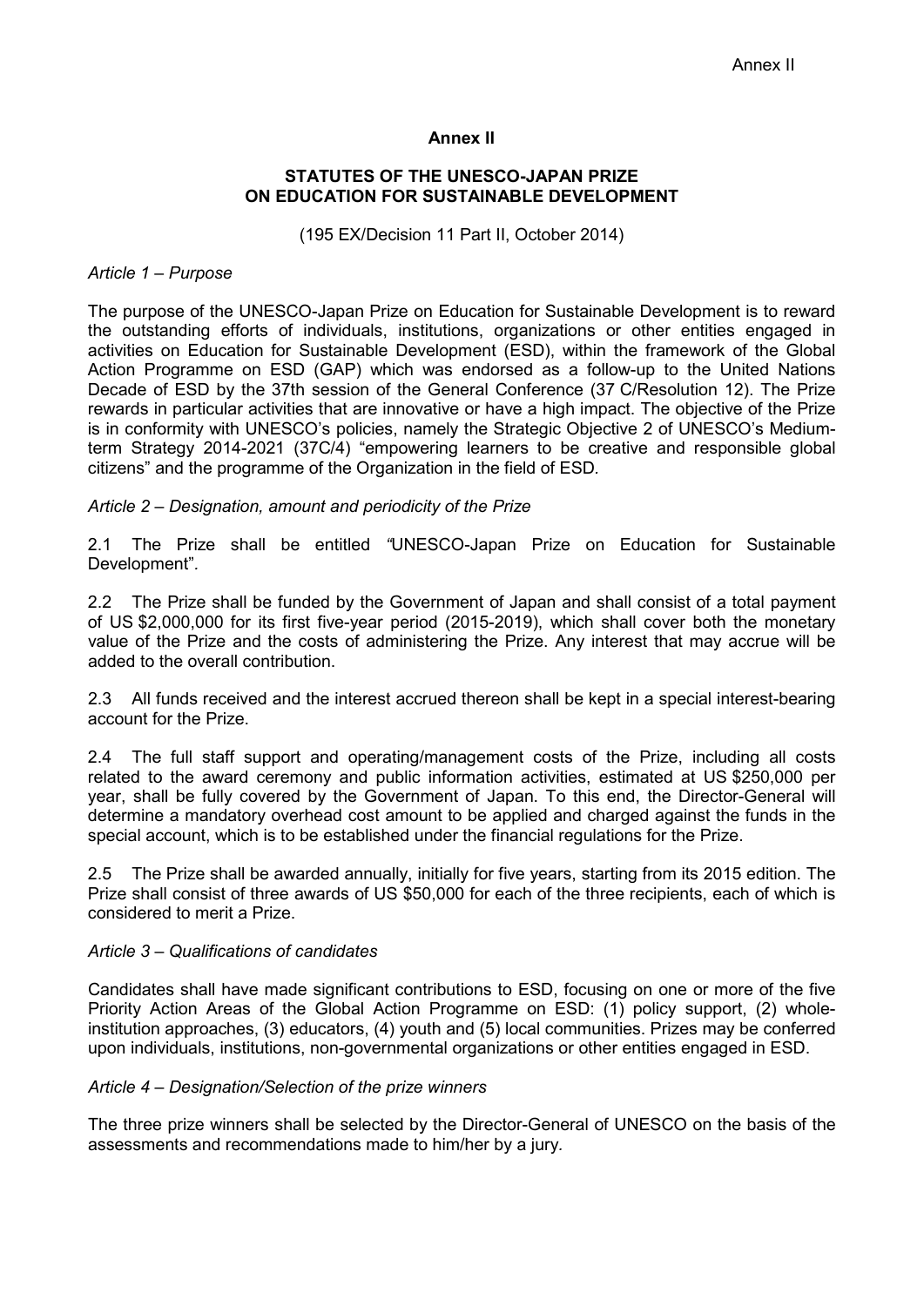# Annex II

## STATUTES OF THE UNESCO-JAPAN PRIZE ON EDUCATION FOR SUSTAINABLE DEVELOPMENT

(195 EX/Decision 11 Part II, October 2014)

*Article 1 – Purpose*

The purpose of the UNESCO-Japan Prize on Education for Sustainable Development is to reward the outstanding efforts of individuals, institutions, organizations or other entities engaged in activities on Education for Sustainable Development (ESD), within the framework of the Global Action Programme on ESD (GAP) which was endorsed as a follow-up to the United Nations Decade of ESD by the 37th session of the General Conference (37 C/Resolution 12). The Prize rewards in particular activities that are innovative or have a high impact. The objective of the Prize is in conformity with UNESCO's policies, namely the Strategic Objective 2 of UNESCO's Medium-term Strategy 2014-2021 (37C/4) "empowering learners to be creative and responsible global citizens" and the programme of the Organization in the field of ESD.

*Article 2 – Designation, amount and periodicity of the Prize*

2.1 The Prize shall be entitled "UNESCO-Japan Prize on Education for Sustainable Development".

2.2 The Prize shall be funded by the Government of Japan and shall consist of a total payment of US $2,000,000 for its first five-year period (2015-2019), which shall cover both the monetary value of the Prize and the costs of administering the Prize. Any interest that may accrue will be added to the overall contribution.

2.3 All funds received and the interest accrued thereon shall be kept in a special interest-bearing account for the Prize.

2.4 The full staff support and operating/management costs of the Prize, including all costs related to the award ceremony and public information activities, estimated at US $250,000 per year, shall be fully covered by the Government of Japan. To this end, the Director-General will determine a mandatory overhead cost amount to be applied and charged against the funds in the special account, which is to be established under the financial regulations for the Prize.

2.5 The Prize shall be awarded annually, initially for five years, starting from its 2015 edition. The Prize shall consist of three awards of US $50,000 for each of the three recipients, each of which is considered to merit a Prize.

*Article 3 – Qualifications of candidates*

Candidates shall have made significant contributions to ESD, focusing on one or more of the five Priority Action Areas of the Global Action Programme on ESD: (1) policy support, (2) whole-institution approaches, (3) educators, (4) youth and (5) local communities. Prizes may be conferred upon individuals, institutions, non-governmental organizations or other entities engaged in ESD.

*Article 4 – Designation/Selection of the prize winners*

The three prize winners shall be selected by the Director-General of UNESCO on the basis of the assessments and recommendations made to him/her by a jury.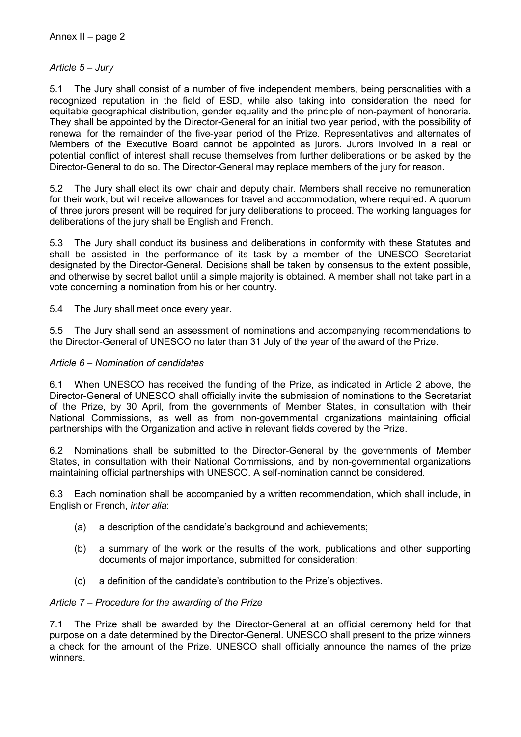*Article 5 – Jury*

5.1 The Jury shall consist of a number of five independent members, being personalities with a recognized reputation in the field of ESD, while also taking into consideration the need for equitable geographical distribution, gender equality and the principle of non-payment of honoraria. They shall be appointed by the Director-General for an initial two year period, with the possibility of renewal for the remainder of the five-year period of the Prize. Representatives and alternates of Members of the Executive Board cannot be appointed as jurors. Jurors involved in a real or potential conflict of interest shall recuse themselves from further deliberations or be asked by the Director-General to do so. The Director-General may replace members of the jury for reason.

5.2 The Jury shall elect its own chair and deputy chair. Members shall receive no remuneration for their work, but will receive allowances for travel and accommodation, where required. A quorum of three jurors present will be required for jury deliberations to proceed. The working languages for deliberations of the jury shall be English and French.

5.3 The Jury shall conduct its business and deliberations in conformity with these Statutes and shall be assisted in the performance of its task by a member of the UNESCO Secretariat designated by the Director-General. Decisions shall be taken by consensus to the extent possible, and otherwise by secret ballot until a simple majority is obtained. A member shall not take part in a vote concerning a nomination from his or her country.

5.4 The Jury shall meet once every year.

5.5 The Jury shall send an assessment of nominations and accompanying recommendations to the Director-General of UNESCO no later than 31 July of the year of the award of the Prize.

*Article 6 – Nomination of candidates*

6.1 When UNESCO has received the funding of the Prize, as indicated in Article 2 above, the Director-General of UNESCO shall officially invite the submission of nominations to the Secretariat of the Prize, by 30 April, from the governments of Member States, in consultation with their National Commissions, as well as from non-governmental organizations maintaining official partnerships with the Organization and active in relevant fields covered by the Prize.

6.2 Nominations shall be submitted to the Director-General by the governments of Member States, in consultation with their National Commissions, and by non-governmental organizations maintaining official partnerships with UNESCO. A self-nomination cannot be considered.

6.3 Each nomination shall be accompanied by a written recommendation, which shall include, in English or French, *inter alia*:

(a) a description of the candidate's background and achievements;

(b) a summary of the work or the results of the work, publications and other supporting documents of major importance, submitted for consideration;

(c) a definition of the candidate's contribution to the Prize's objectives.

*Article 7 – Procedure for the awarding of the Prize*

7.1 The Prize shall be awarded by the Director-General at an official ceremony held for that purpose on a date determined by the Director-General. UNESCO shall present to the prize winners a check for the amount of the Prize. UNESCO shall officially announce the names of the prize winners.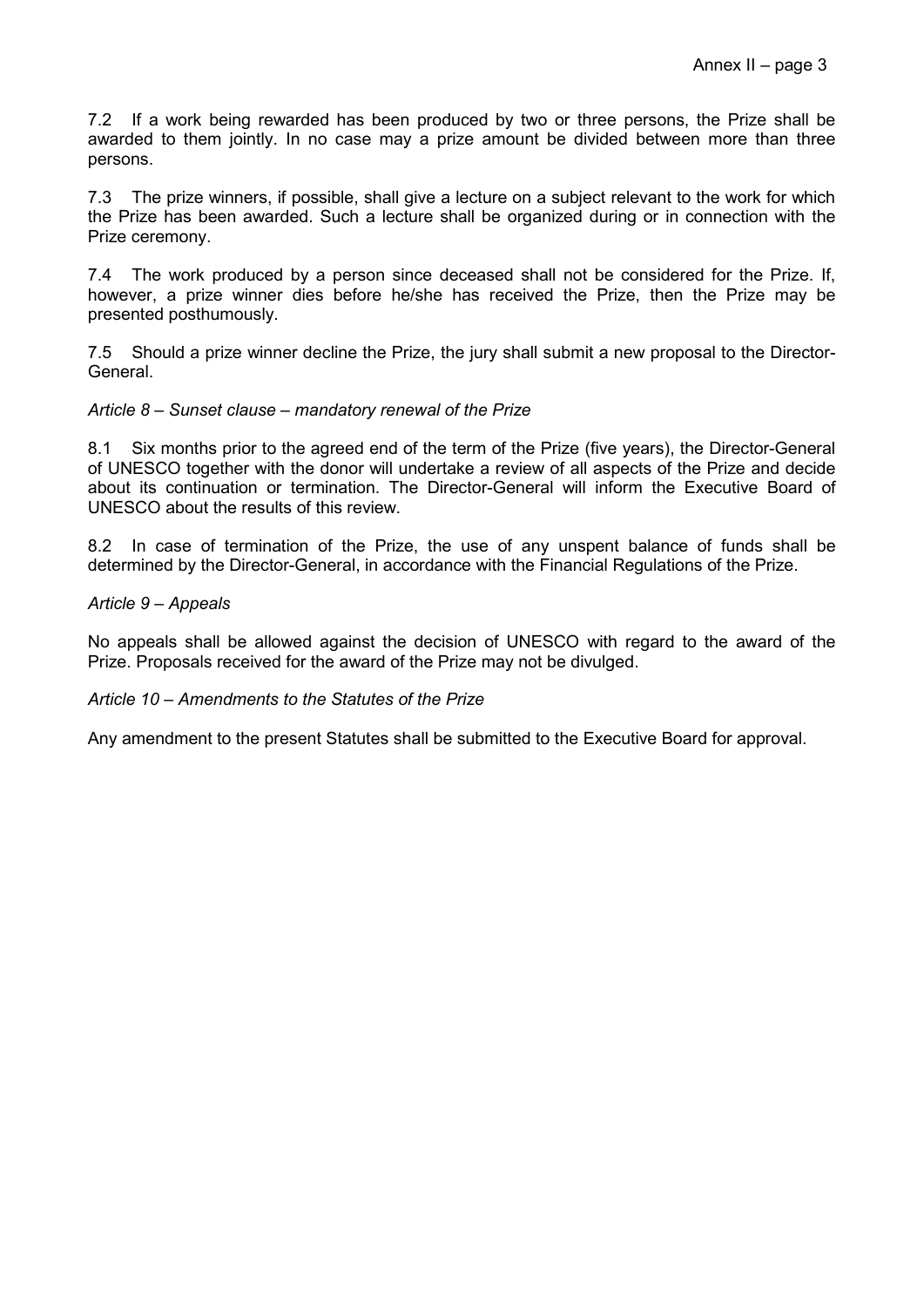7.2 If a work being rewarded has been produced by two or three persons, the Prize shall be awarded to them jointly. In no case may a prize amount be divided between more than three persons.

7.3 The prize winners, if possible, shall give a lecture on a subject relevant to the work for which the Prize has been awarded. Such a lecture shall be organized during or in connection with the Prize ceremony.

7.4 The work produced by a person since deceased shall not be considered for the Prize. If, however, a prize winner dies before he/she has received the Prize, then the Prize may be presented posthumously.

7.5 Should a prize winner decline the Prize, the jury shall submit a new proposal to the Director-General.

*Article 8 – Sunset clause – mandatory renewal of the Prize*

8.1 Six months prior to the agreed end of the term of the Prize (five years), the Director-General of UNESCO together with the donor will undertake a review of all aspects of the Prize and decide about its continuation or termination. The Director-General will inform the Executive Board of UNESCO about the results of this review.

8.2 In case of termination of the Prize, the use of any unspent balance of funds shall be determined by the Director-General, in accordance with the Financial Regulations of the Prize.

*Article 9 – Appeals*

No appeals shall be allowed against the decision of UNESCO with regard to the award of the Prize. Proposals received for the award of the Prize may not be divulged.

*Article 10 – Amendments to the Statutes of the Prize*

Any amendment to the present Statutes shall be submitted to the Executive Board for approval.